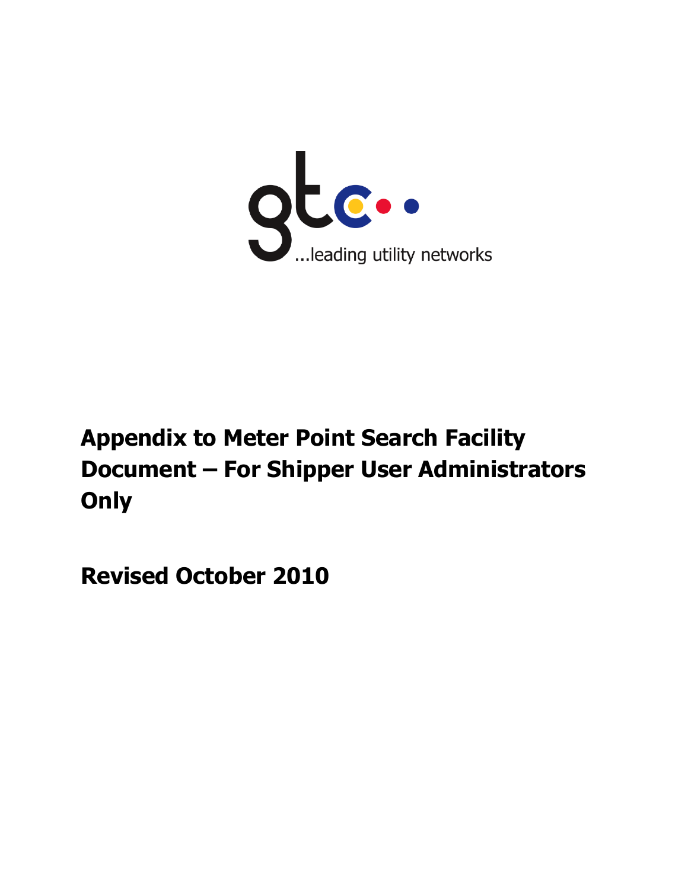gtc

...leading utility networks

# Appendix to Meter Point Search Facility Document – For Shipper User Administrators Only

## Revised October 2010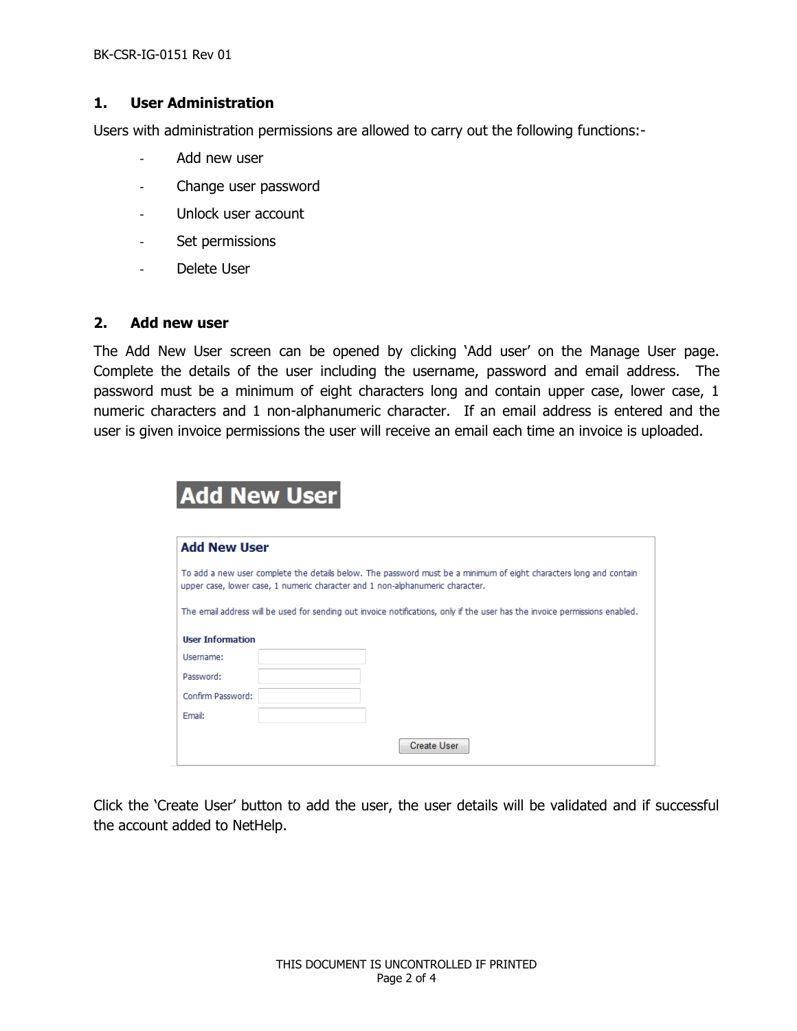## 1. User Administration

Users with administration permissions are allowed to carry out the following functions:-

- Add new user
- Change user password
- Unlock user account
- Set permissions
- Delete User

## 2. Add new user

The Add New User screen can be opened by clicking 'Add user' on the Manage User page. Complete the details of the user including the username, password and email address. The password must be a minimum of eight characters long and contain upper case, lower case, 1 numeric characters and 1 non-alphanumeric character. If an email address is entered and the user is given invoice permissions the user will receive an email each time an invoice is uploaded.

**Add New User**

**Add New User**

To add a new user complete the details below. The password must be a minimum of eight characters long and contain upper case, lower case, 1 numeric character and 1 non-alphanumeric character.

The email address will be used for sending out invoice notifications, only if the user has the invoice permissions enabled.

**User Information**

Username:

Password:

Confirm Password:

Email:

Create User

Click the 'Create User' button to add the user, the user details will be validated and if successful the account added to NetHelp.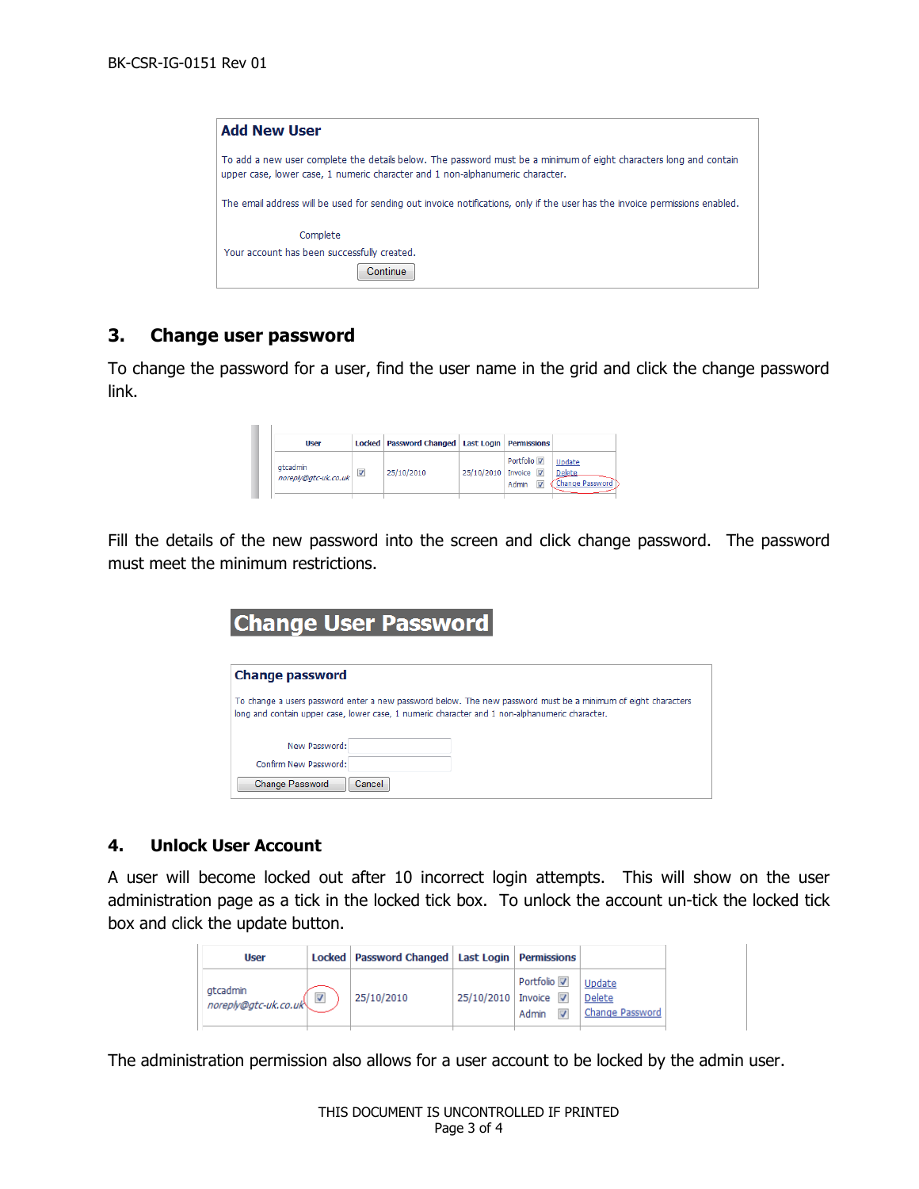**Add New User**

To add a new user complete the details below. The password must be a minimum of eight characters long and contain upper case, lower case, 1 numeric character and 1 non-alphanumeric character.

The email address will be used for sending out invoice notifications, only if the user has the invoice permissions enabled.

Complete

Your account has been successfully created.

Continue

## 3. Change user password

To change the password for a user, find the user name in the grid and click the change password link.

| User | Locked | Password Changed | Last Login | Permissions | |
|---|---|---|---|---|---|
| gtcadmin *noreply@gtc-uk.co.uk* | ☑ | 25/10/2010 | 25/10/2010 | Portfolio ☑ Invoice ☑ Admin ☑ | Update Delete Change Password |

Fill the details of the new password into the screen and click change password. The password must meet the minimum restrictions.

**Change User Password**

**Change password**

To change a users password enter a new password below. The new password must be a minimum of eight characters long and contain upper case, lower case, 1 numeric character and 1 non-alphanumeric character.

New Password:

Confirm New Password:

Change Password | Cancel

## 4. Unlock User Account

A user will become locked out after 10 incorrect login attempts. This will show on the user administration page as a tick in the locked tick box. To unlock the account un-tick the locked tick box and click the update button.

| User | Locked | Password Changed | Last Login | Permissions | |
|---|---|---|---|---|---|
| gtcadmin *noreply@gtc-uk.co.uk* | ☑ | 25/10/2010 | 25/10/2010 | Portfolio ☑ Invoice ☑ Admin ☑ | Update Delete Change Password |

The administration permission also allows for a user account to be locked by the admin user.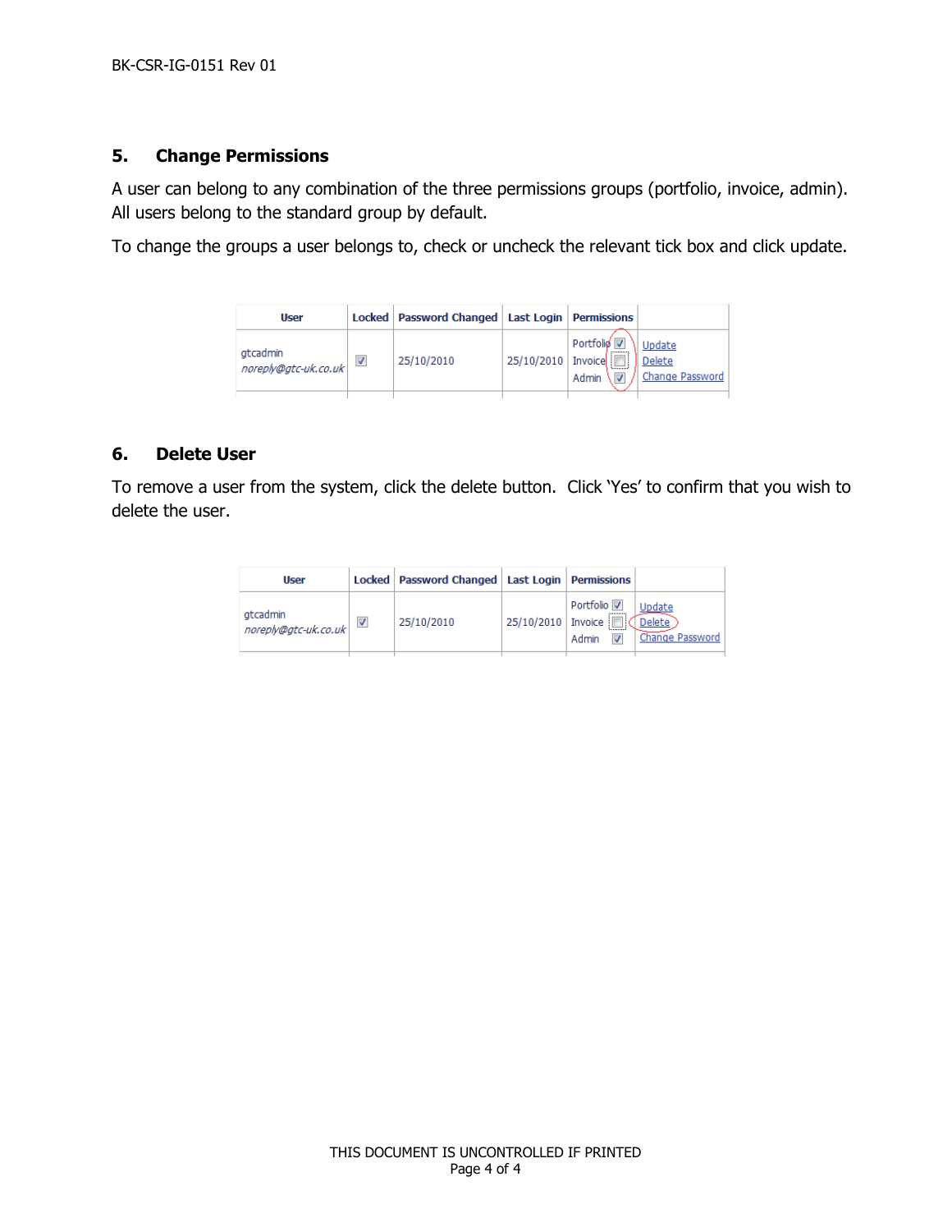## 5. Change Permissions

A user can belong to any combination of the three permissions groups (portfolio, invoice, admin). All users belong to the standard group by default.

To change the groups a user belongs to, check or uncheck the relevant tick box and click update.

| User | Locked | Password Changed | Last Login | Permissions | |
|---|---|---|---|---|---|
| gtcadmin *noreply@gtc-uk.co.uk* | ☑ | 25/10/2010 | 25/10/2010 | Portfolio ☑ Invoice ☐ Admin ☑ | Update Delete Change Password |

## 6. Delete User

To remove a user from the system, click the delete button. Click 'Yes' to confirm that you wish to delete the user.

| User | Locked | Password Changed | Last Login | Permissions | |
|---|---|---|---|---|---|
| gtcadmin *noreply@gtc-uk.co.uk* | ☑ | 25/10/2010 | 25/10/2010 | Portfolio ☑ Invoice ☐ Admin ☑ | Update Delete Change Password |

THIS DOCUMENT IS UNCONTROLLED IF PRINTED